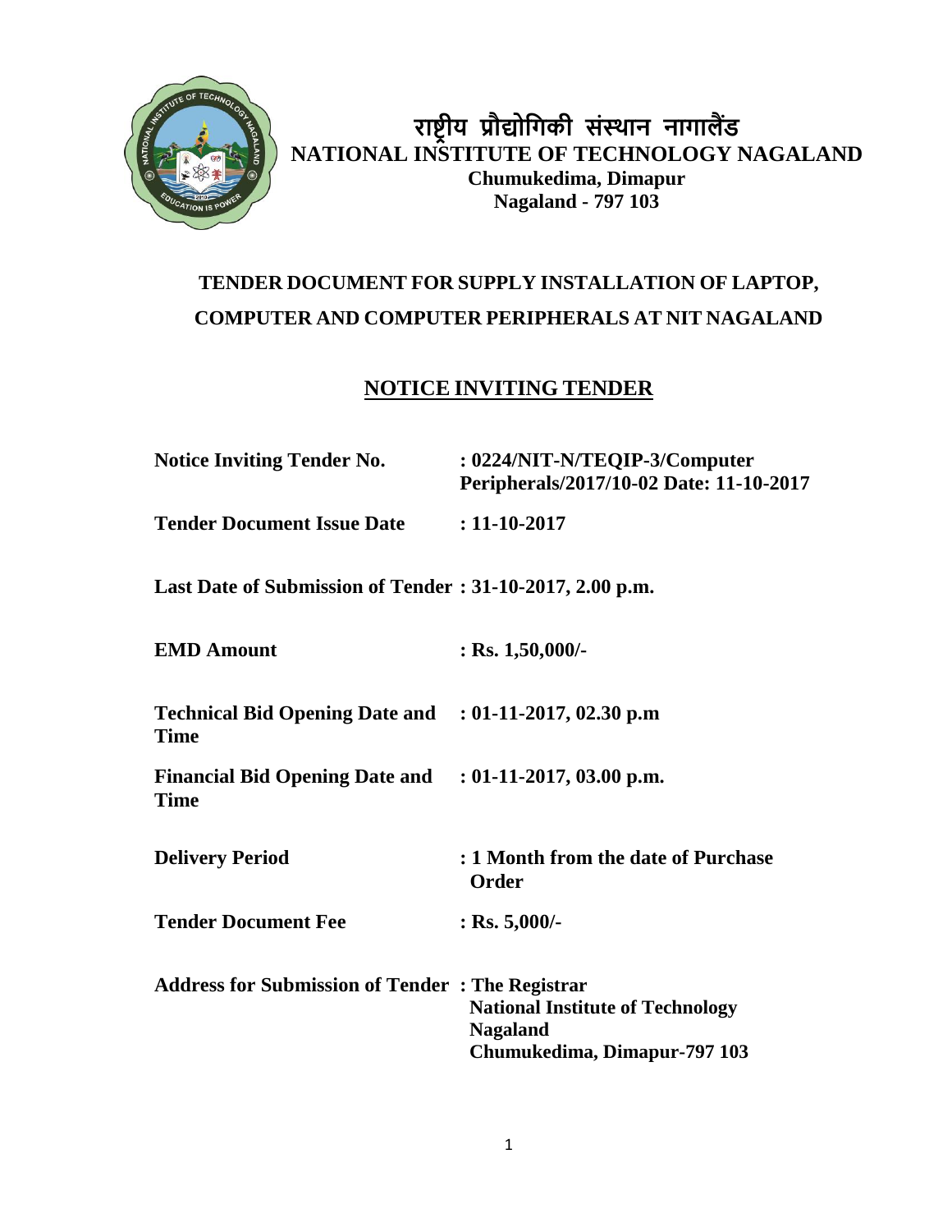# राष्ट्रीय प्रौद्योगिकी संस्थान नागालैंड

# NATIONAL INSTITUTE OF TECHNOLOGY NAGALAND

**Chumukedima, Dimapur**
**Nagaland - 797 103**

## TENDER DOCUMENT FOR SUPPLY INSTALLATION OF LAPTOP, COMPUTER AND COMPUTER PERIPHERALS AT NIT NAGALAND

## NOTICE INVITING TENDER

| | |
|---|---|
| **Notice Inviting Tender No.** | **: 0224/NIT-N/TEQIP-3/Computer Peripherals/2017/10-02 Date: 11-10-2017** |
| **Tender Document Issue Date** | **: 11-10-2017** |
| **Last Date of Submission of Tender** | **: 31-10-2017, 2.00 p.m.** |
| **EMD Amount** | **: Rs. 1,50,000/-** |
| **Technical Bid Opening Date and Time** | **: 01-11-2017, 02.30 p.m** |
| **Financial Bid Opening Date and Time** | **: 01-11-2017, 03.00 p.m.** |
| **Delivery Period** | **: 1 Month from the date of Purchase Order** |
| **Tender Document Fee** | **: Rs. 5,000/-** |
| **Address for Submission of Tender** | **: The Registrar National Institute of Technology Nagaland Chumukedima, Dimapur-797 103** |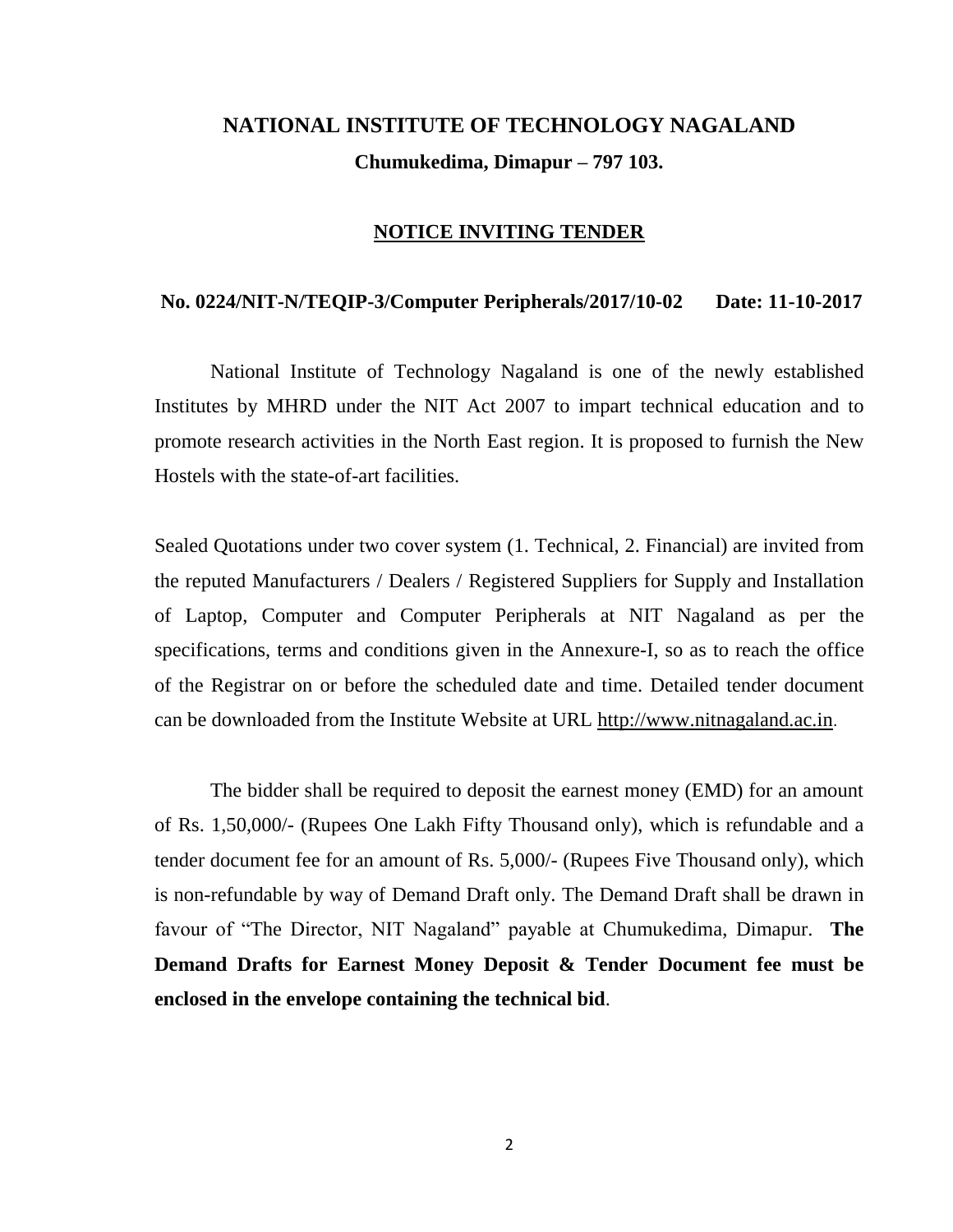# NATIONAL INSTITUTE OF TECHNOLOGY NAGALAND

**Chumukedima, Dimapur – 797 103.**

## NOTICE INVITING TENDER

**No. 0224/NIT-N/TEQIP-3/Computer Peripherals/2017/10-02 Date: 11-10-2017**

National Institute of Technology Nagaland is one of the newly established Institutes by MHRD under the NIT Act 2007 to impart technical education and to promote research activities in the North East region. It is proposed to furnish the New Hostels with the state-of-art facilities.

Sealed Quotations under two cover system (1. Technical, 2. Financial) are invited from the reputed Manufacturers / Dealers / Registered Suppliers for Supply and Installation of Laptop, Computer and Computer Peripherals at NIT Nagaland as per the specifications, terms and conditions given in the Annexure-I, so as to reach the office of the Registrar on or before the scheduled date and time. Detailed tender document can be downloaded from the Institute Website at URL http://www.nitnagaland.ac.in.

The bidder shall be required to deposit the earnest money (EMD) for an amount of Rs. 1,50,000/- (Rupees One Lakh Fifty Thousand only), which is refundable and a tender document fee for an amount of Rs. 5,000/- (Rupees Five Thousand only), which is non-refundable by way of Demand Draft only. The Demand Draft shall be drawn in favour of "The Director, NIT Nagaland" payable at Chumukedima, Dimapur. **The Demand Drafts for Earnest Money Deposit & Tender Document fee must be enclosed in the envelope containing the technical bid**.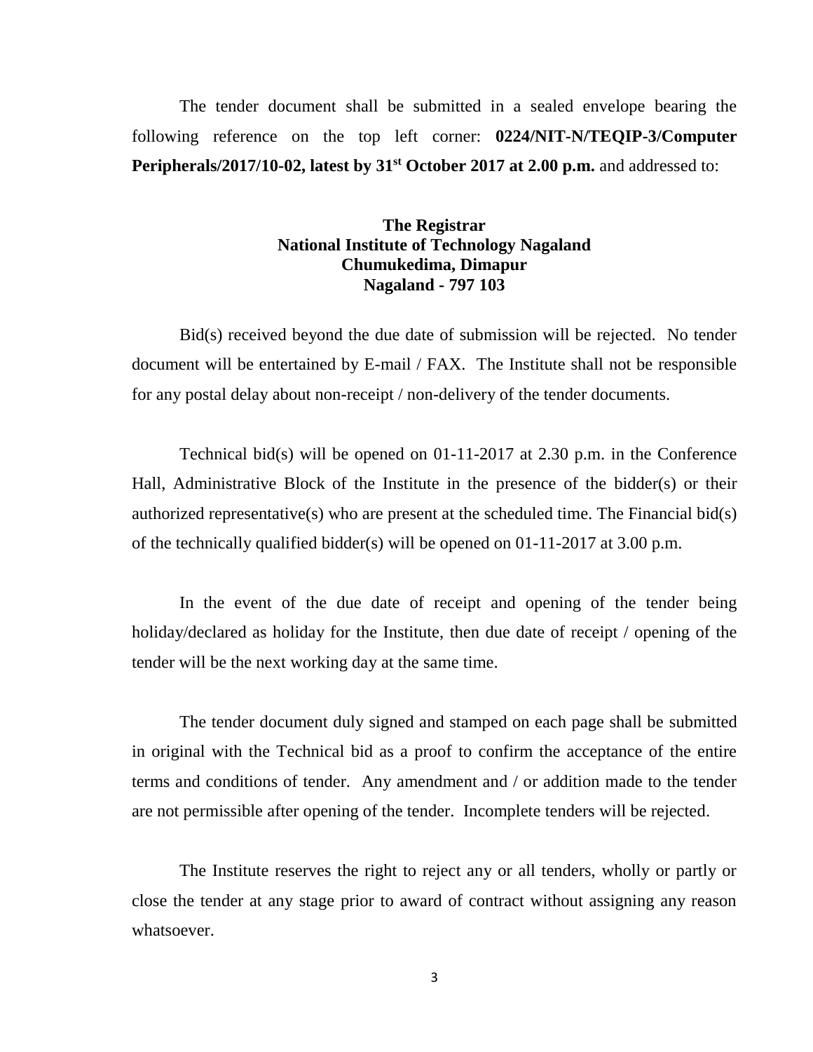The tender document shall be submitted in a sealed envelope bearing the following reference on the top left corner: **0224/NIT-N/TEQIP-3/Computer Peripherals/2017/10-02, latest by 31st October 2017 at 2.00 p.m.** and addressed to:

**The Registrar**
**National Institute of Technology Nagaland**
**Chumukedima, Dimapur**
**Nagaland - 797 103**

Bid(s) received beyond the due date of submission will be rejected. No tender document will be entertained by E-mail / FAX. The Institute shall not be responsible for any postal delay about non-receipt / non-delivery of the tender documents.

Technical bid(s) will be opened on 01-11-2017 at 2.30 p.m. in the Conference Hall, Administrative Block of the Institute in the presence of the bidder(s) or their authorized representative(s) who are present at the scheduled time. The Financial bid(s) of the technically qualified bidder(s) will be opened on 01-11-2017 at 3.00 p.m.

In the event of the due date of receipt and opening of the tender being holiday/declared as holiday for the Institute, then due date of receipt / opening of the tender will be the next working day at the same time.

The tender document duly signed and stamped on each page shall be submitted in original with the Technical bid as a proof to confirm the acceptance of the entire terms and conditions of tender. Any amendment and / or addition made to the tender are not permissible after opening of the tender. Incomplete tenders will be rejected.

The Institute reserves the right to reject any or all tenders, wholly or partly or close the tender at any stage prior to award of contract without assigning any reason whatsoever.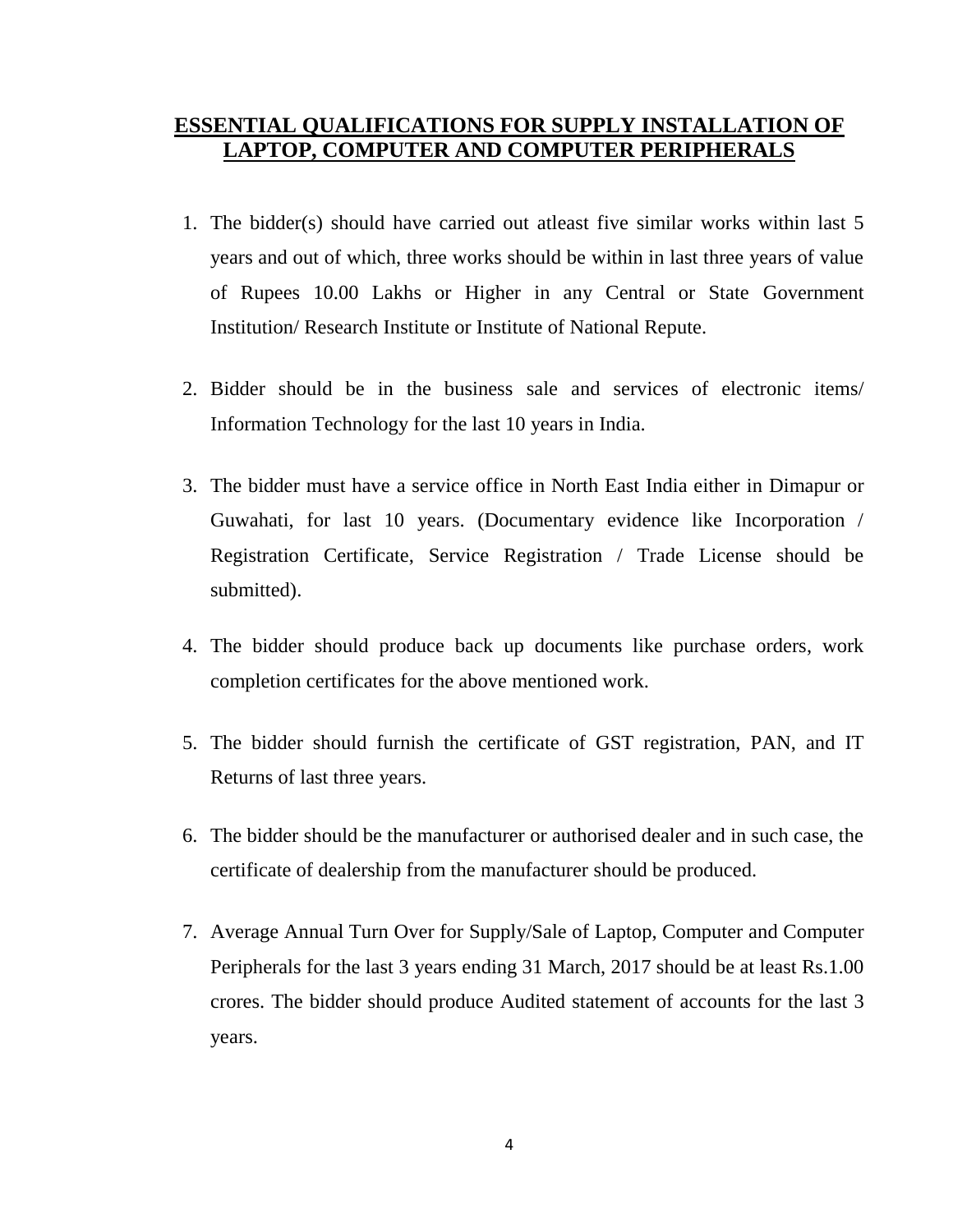## **ESSENTIAL QUALIFICATIONS FOR SUPPLY INSTALLATION OF LAPTOP, COMPUTER AND COMPUTER PERIPHERALS**

1. The bidder(s) should have carried out atleast five similar works within last 5 years and out of which, three works should be within in last three years of value of Rupees 10.00 Lakhs or Higher in any Central or State Government Institution/ Research Institute or Institute of National Repute.

2. Bidder should be in the business sale and services of electronic items/ Information Technology for the last 10 years in India.

3. The bidder must have a service office in North East India either in Dimapur or Guwahati, for last 10 years. (Documentary evidence like Incorporation / Registration Certificate, Service Registration / Trade License should be submitted).

4. The bidder should produce back up documents like purchase orders, work completion certificates for the above mentioned work.

5. The bidder should furnish the certificate of GST registration, PAN, and IT Returns of last three years.

6. The bidder should be the manufacturer or authorised dealer and in such case, the certificate of dealership from the manufacturer should be produced.

7. Average Annual Turn Over for Supply/Sale of Laptop, Computer and Computer Peripherals for the last 3 years ending 31 March, 2017 should be at least Rs.1.00 crores. The bidder should produce Audited statement of accounts for the last 3 years.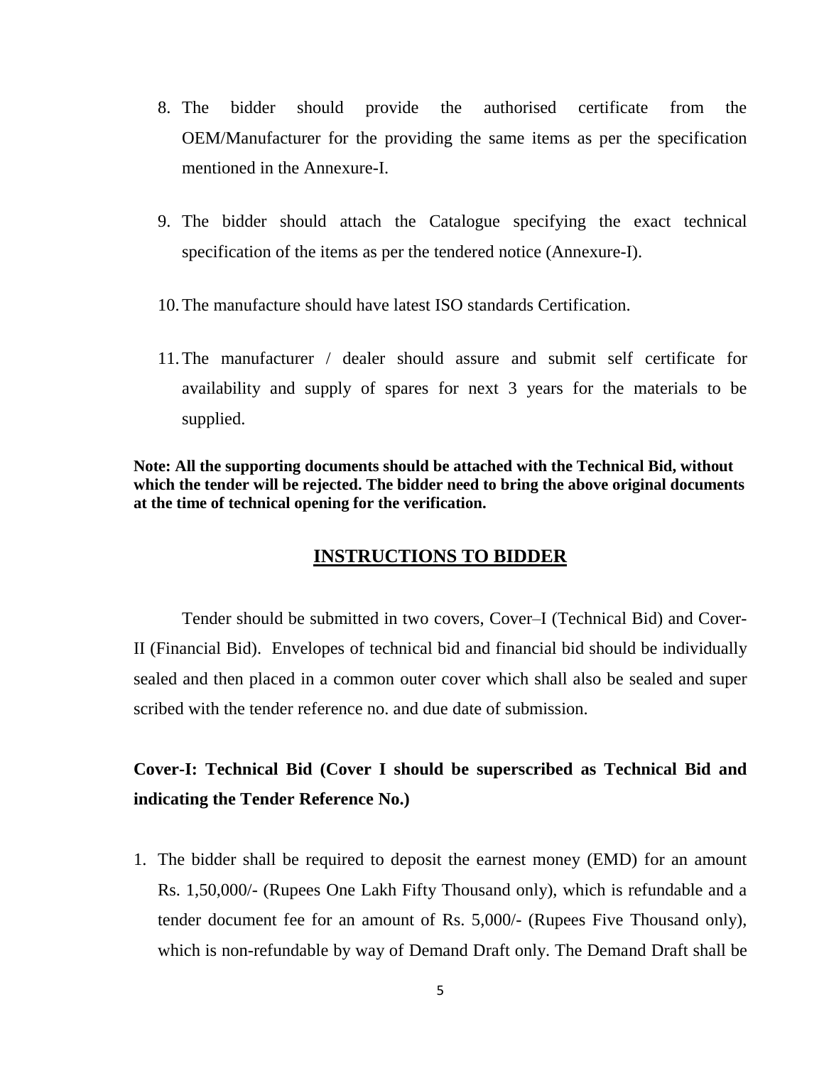8. The bidder should provide the authorised certificate from the OEM/Manufacturer for the providing the same items as per the specification mentioned in the Annexure-I.

9. The bidder should attach the Catalogue specifying the exact technical specification of the items as per the tendered notice (Annexure-I).

10. The manufacture should have latest ISO standards Certification.

11. The manufacturer / dealer should assure and submit self certificate for availability and supply of spares for next 3 years for the materials to be supplied.

**Note: All the supporting documents should be attached with the Technical Bid, without which the tender will be rejected. The bidder need to bring the above original documents at the time of technical opening for the verification.**

## INSTRUCTIONS TO BIDDER

Tender should be submitted in two covers, Cover–I (Technical Bid) and Cover-II (Financial Bid). Envelopes of technical bid and financial bid should be individually sealed and then placed in a common outer cover which shall also be sealed and super scribed with the tender reference no. and due date of submission.

**Cover-I: Technical Bid (Cover I should be superscribed as Technical Bid and indicating the Tender Reference No.)**

1. The bidder shall be required to deposit the earnest money (EMD) for an amount Rs. 1,50,000/- (Rupees One Lakh Fifty Thousand only), which is refundable and a tender document fee for an amount of Rs. 5,000/- (Rupees Five Thousand only), which is non-refundable by way of Demand Draft only. The Demand Draft shall be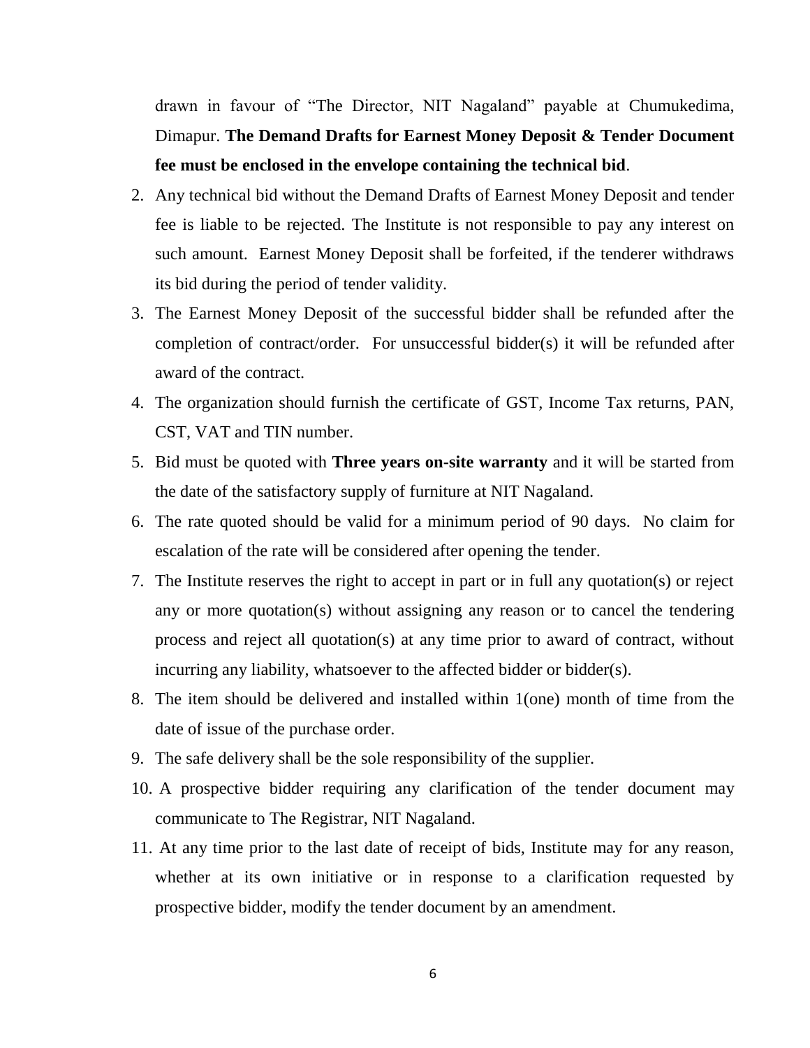drawn in favour of "The Director, NIT Nagaland" payable at Chumukedima, Dimapur. **The Demand Drafts for Earnest Money Deposit & Tender Document fee must be enclosed in the envelope containing the technical bid**.

2. Any technical bid without the Demand Drafts of Earnest Money Deposit and tender fee is liable to be rejected. The Institute is not responsible to pay any interest on such amount. Earnest Money Deposit shall be forfeited, if the tenderer withdraws its bid during the period of tender validity.
3. The Earnest Money Deposit of the successful bidder shall be refunded after the completion of contract/order. For unsuccessful bidder(s) it will be refunded after award of the contract.
4. The organization should furnish the certificate of GST, Income Tax returns, PAN, CST, VAT and TIN number.
5. Bid must be quoted with **Three years on-site warranty** and it will be started from the date of the satisfactory supply of furniture at NIT Nagaland.
6. The rate quoted should be valid for a minimum period of 90 days. No claim for escalation of the rate will be considered after opening the tender.
7. The Institute reserves the right to accept in part or in full any quotation(s) or reject any or more quotation(s) without assigning any reason or to cancel the tendering process and reject all quotation(s) at any time prior to award of contract, without incurring any liability, whatsoever to the affected bidder or bidder(s).
8. The item should be delivered and installed within 1(one) month of time from the date of issue of the purchase order.
9. The safe delivery shall be the sole responsibility of the supplier.
10. A prospective bidder requiring any clarification of the tender document may communicate to The Registrar, NIT Nagaland.
11. At any time prior to the last date of receipt of bids, Institute may for any reason, whether at its own initiative or in response to a clarification requested by prospective bidder, modify the tender document by an amendment.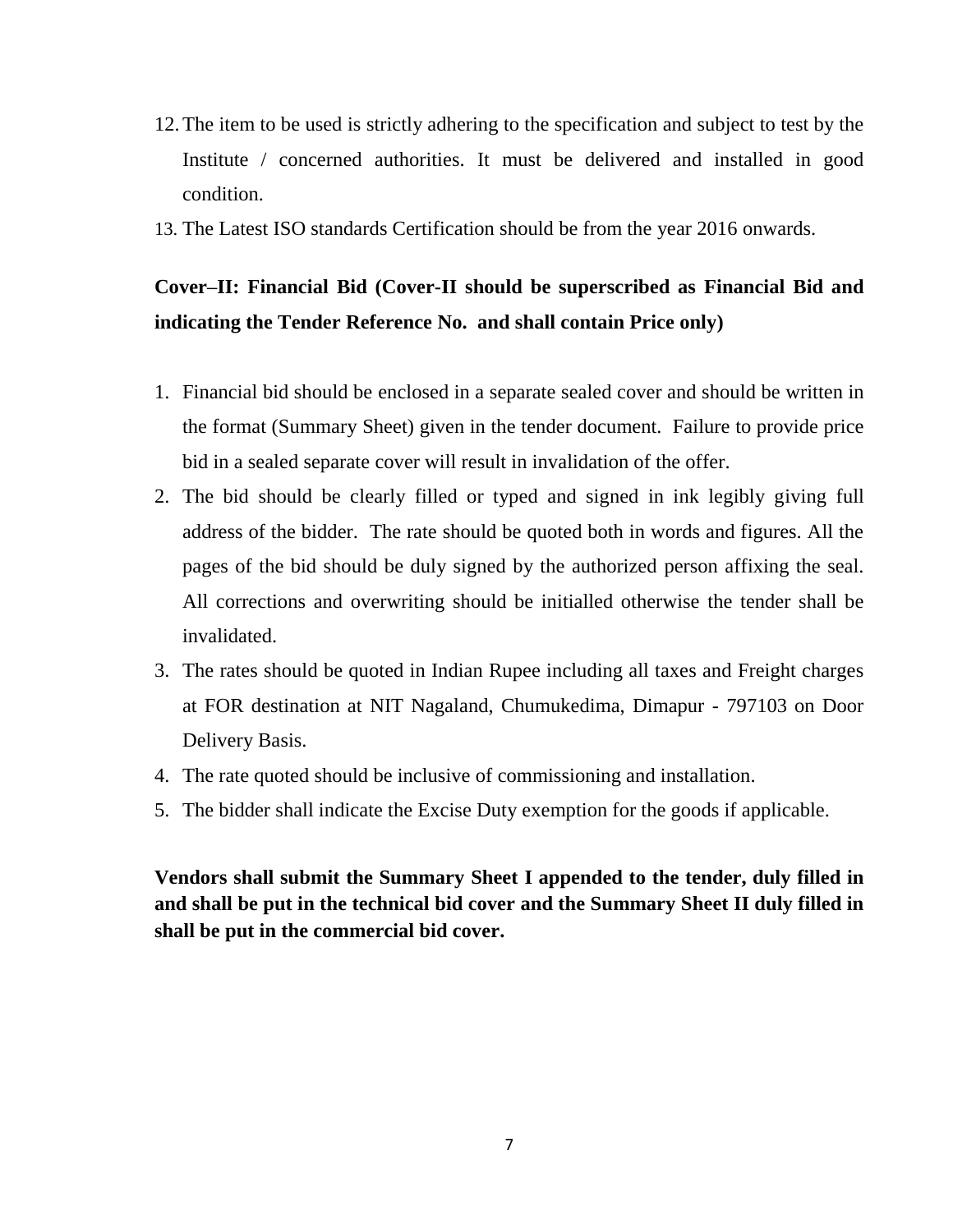12. The item to be used is strictly adhering to the specification and subject to test by the Institute / concerned authorities. It must be delivered and installed in good condition.
13. The Latest ISO standards Certification should be from the year 2016 onwards.

**Cover–II: Financial Bid (Cover-II should be superscribed as Financial Bid and indicating the Tender Reference No. and shall contain Price only)**

1. Financial bid should be enclosed in a separate sealed cover and should be written in the format (Summary Sheet) given in the tender document. Failure to provide price bid in a sealed separate cover will result in invalidation of the offer.
2. The bid should be clearly filled or typed and signed in ink legibly giving full address of the bidder. The rate should be quoted both in words and figures. All the pages of the bid should be duly signed by the authorized person affixing the seal. All corrections and overwriting should be initialled otherwise the tender shall be invalidated.
3. The rates should be quoted in Indian Rupee including all taxes and Freight charges at FOR destination at NIT Nagaland, Chumukedima, Dimapur - 797103 on Door Delivery Basis.
4. The rate quoted should be inclusive of commissioning and installation.
5. The bidder shall indicate the Excise Duty exemption for the goods if applicable.

**Vendors shall submit the Summary Sheet I appended to the tender, duly filled in and shall be put in the technical bid cover and the Summary Sheet II duly filled in shall be put in the commercial bid cover.**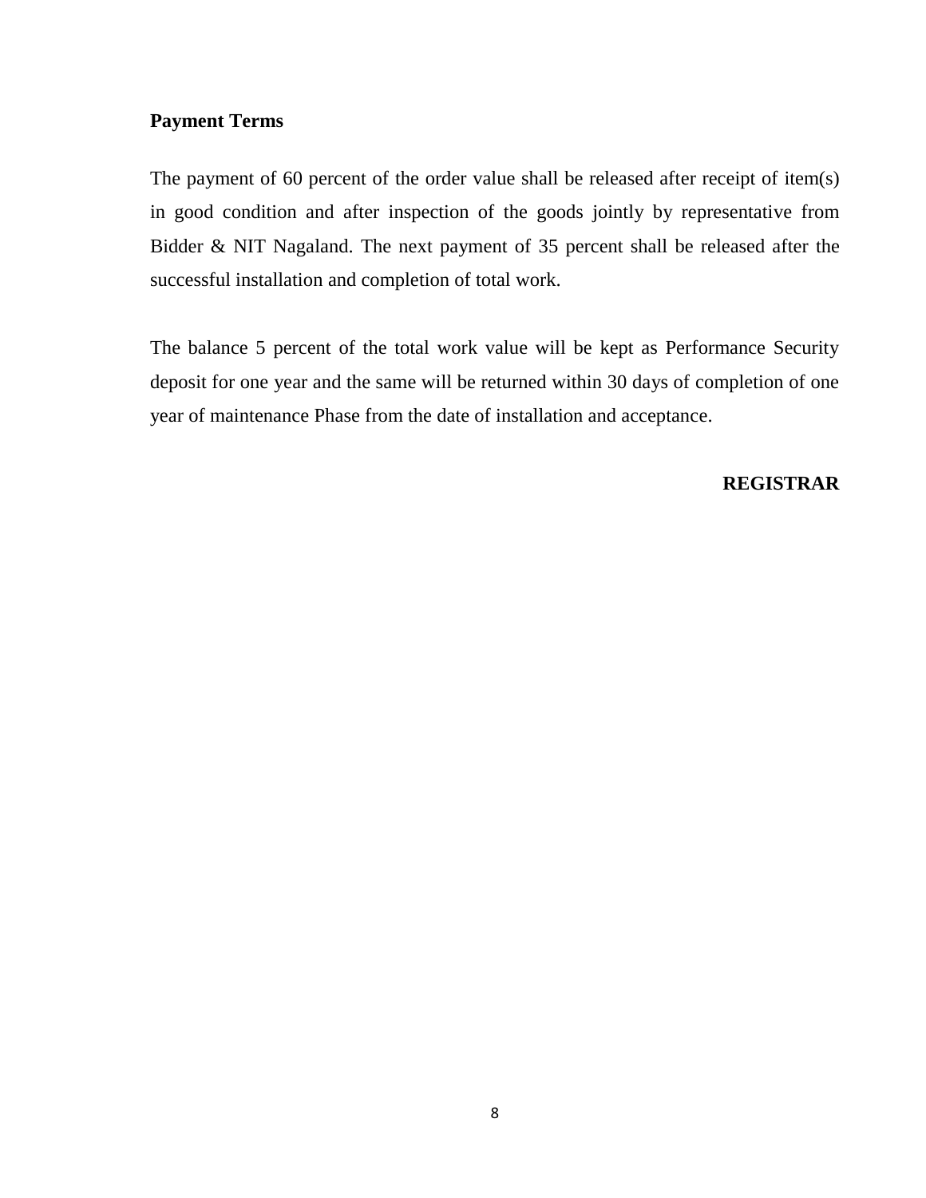**Payment Terms**

The payment of 60 percent of the order value shall be released after receipt of item(s) in good condition and after inspection of the goods jointly by representative from Bidder & NIT Nagaland. The next payment of 35 percent shall be released after the successful installation and completion of total work.

The balance 5 percent of the total work value will be kept as Performance Security deposit for one year and the same will be returned within 30 days of completion of one year of maintenance Phase from the date of installation and acceptance.

**REGISTRAR**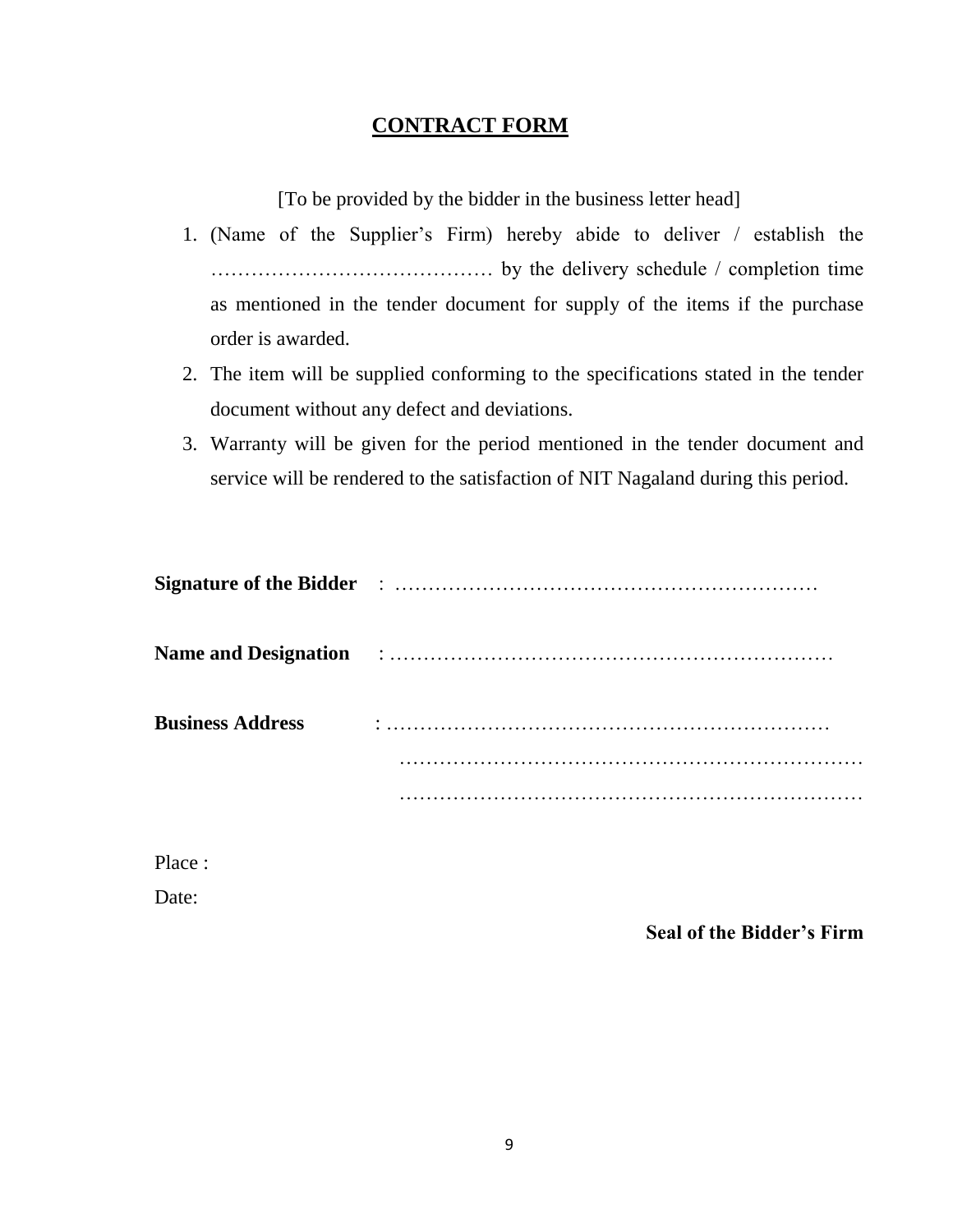# **CONTRACT FORM**

[To be provided by the bidder in the business letter head]

1. (Name of the Supplier's Firm) hereby abide to deliver / establish the …………………………………… by the delivery schedule / completion time as mentioned in the tender document for supply of the items if the purchase order is awarded.
2. The item will be supplied conforming to the specifications stated in the tender document without any defect and deviations.
3. Warranty will be given for the period mentioned in the tender document and service will be rendered to the satisfaction of NIT Nagaland during this period.

**Signature of the Bidder** : ………………………………………………………

**Name and Designation** : …………………………………………………………

**Business Address** : …………………………………………………………
……………………………………………………………
……………………………………………………………

Place :

Date:

**Seal of the Bidder's Firm**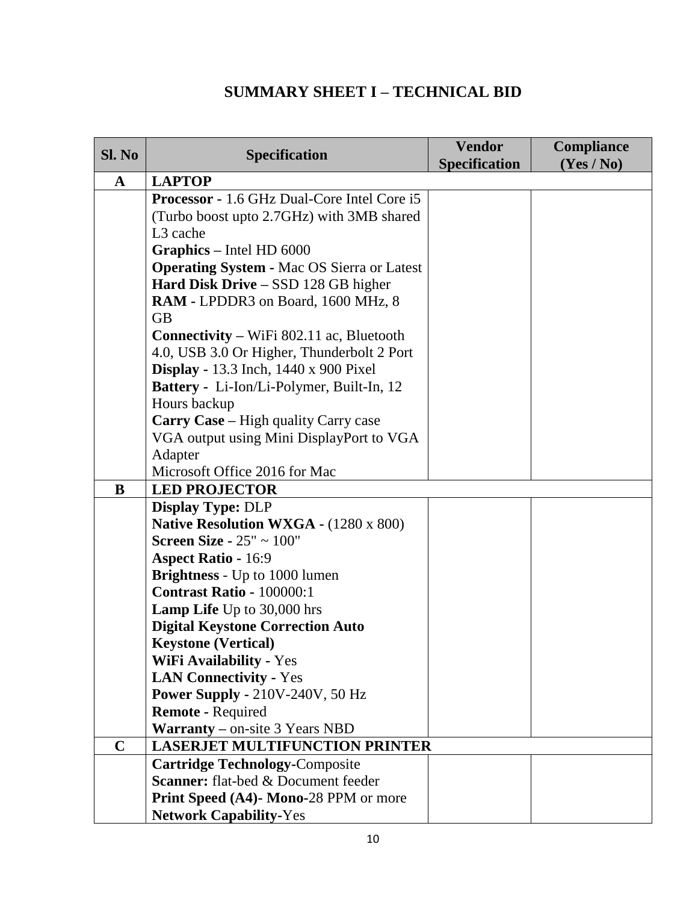# SUMMARY SHEET I – TECHNICAL BID

| Sl. No | Specification | Vendor Specification | Compliance (Yes / No) |
|---|---|---|---|
| **A** | **LAPTOP** | | |
| | **Processor -** 1.6 GHz Dual-Core Intel Core i5 (Turbo boost upto 2.7GHz) with 3MB shared L3 cache<br>**Graphics –** Intel HD 6000<br>**Operating System -** Mac OS Sierra or Latest<br>**Hard Disk Drive –** SSD 128 GB higher<br>**RAM -** LPDDR3 on Board, 1600 MHz, 8 GB<br>**Connectivity –** WiFi 802.11 ac, Bluetooth 4.0, USB 3.0 Or Higher, Thunderbolt 2 Port<br>**Display -** 13.3 Inch, 1440 x 900 Pixel<br>**Battery -** Li-Ion/Li-Polymer, Built-In, 12 Hours backup<br>**Carry Case –** High quality Carry case<br>VGA output using Mini DisplayPort to VGA Adapter<br>Microsoft Office 2016 for Mac | | |
| **B** | **LED PROJECTOR** | | |
| | **Display Type:** DLP<br>**Native Resolution WXGA -** (1280 x 800)<br>**Screen Size -** 25" ~ 100"<br>**Aspect Ratio -** 16:9<br>**Brightness** - Up to 1000 lumen<br>**Contrast Ratio -** 100000:1<br>**Lamp Life** Up to 30,000 hrs<br>**Digital Keystone Correction Auto Keystone (Vertical)**<br>**WiFi Availability -** Yes<br>**LAN Connectivity -** Yes<br>**Power Supply -** 210V-240V, 50 Hz<br>**Remote -** Required<br>**Warranty –** on-site 3 Years NBD | | |
| **C** | **LASERJET MULTIFUNCTION PRINTER** | | |
| | **Cartridge Technology-**Composite<br>**Scanner:** flat-bed & Document feeder<br>**Print Speed (A4)- Mono-**28 PPM or more<br>**Network Capability-**Yes | | |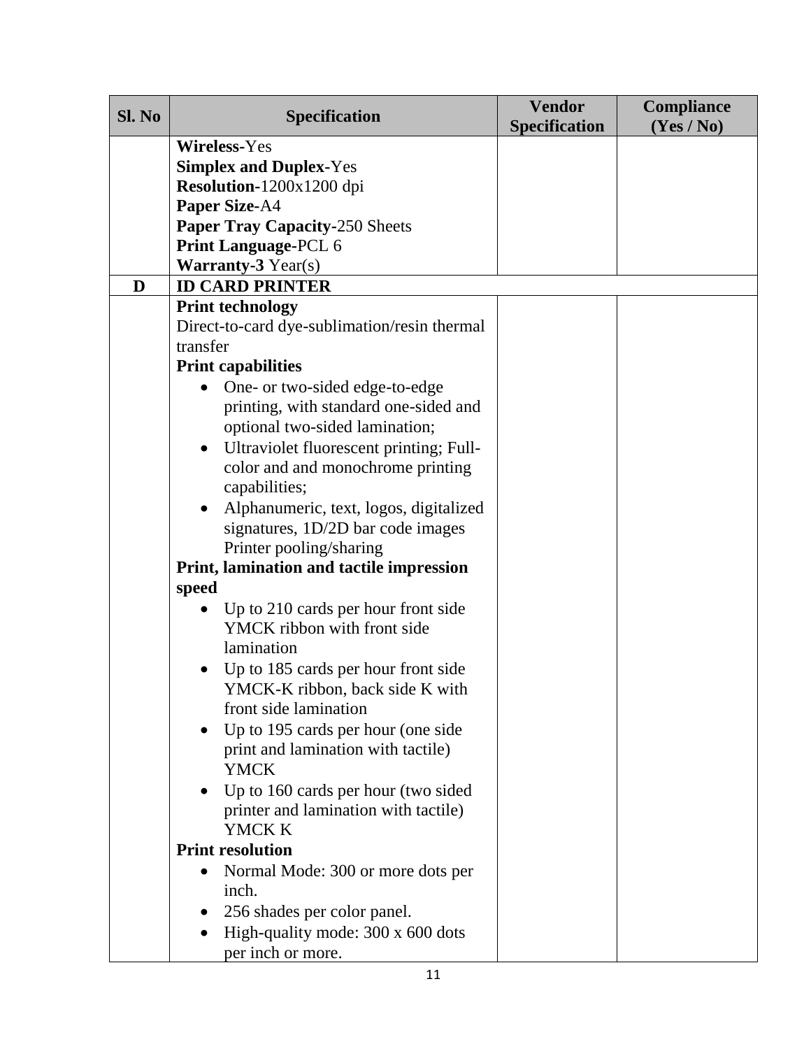| Sl. No | Specification | Vendor Specification | Compliance (Yes / No) |
|---|---|---|---|
| | **Wireless**-Yes<br>**Simplex and Duplex**-Yes<br>**Resolution**-1200x1200 dpi<br>**Paper Size**-A4<br>**Paper Tray Capacity**-250 Sheets<br>**Print Language**-PCL 6<br>**Warranty-3** Year(s) | | |
| **D** | **ID CARD PRINTER** | | |
| | **Print technology**<br>Direct-to-card dye-sublimation/resin thermal transfer<br>**Print capabilities**<br>• One- or two-sided edge-to-edge printing, with standard one-sided and optional two-sided lamination;<br>• Ultraviolet fluorescent printing; Full-color and and monochrome printing capabilities;<br>• Alphanumeric, text, logos, digitalized signatures, 1D/2D bar code images Printer pooling/sharing<br>**Print, lamination and tactile impression speed**<br>• Up to 210 cards per hour front side YMCK ribbon with front side lamination<br>• Up to 185 cards per hour front side YMCK-K ribbon, back side K with front side lamination<br>• Up to 195 cards per hour (one side print and lamination with tactile) YMCK<br>• Up to 160 cards per hour (two sided printer and lamination with tactile) YMCK K<br>**Print resolution**<br>• Normal Mode: 300 or more dots per inch.<br>• 256 shades per color panel.<br>• High-quality mode: 300 x 600 dots per inch or more. | | |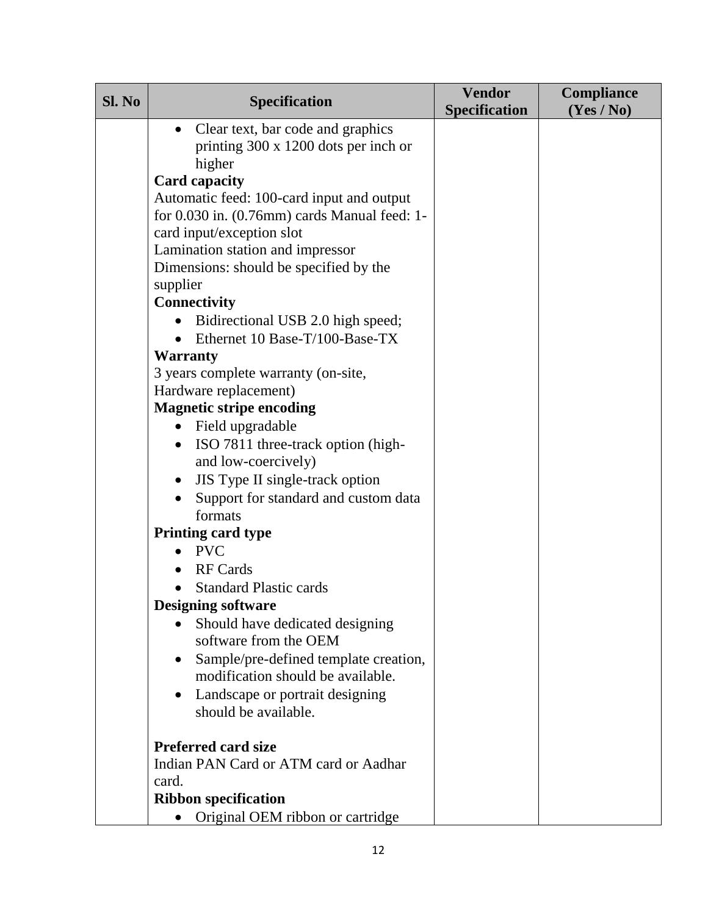| Sl. No | Specification | Vendor Specification | Compliance (Yes / No) |
|---|---|---|---|
| | • Clear text, bar code and graphics printing 300 x 1200 dots per inch or higher<br>**Card capacity**<br>Automatic feed: 100-card input and output for 0.030 in. (0.76mm) cards Manual feed: 1-card input/exception slot<br>Lamination station and impressor<br>Dimensions: should be specified by the supplier<br>**Connectivity**<br>• Bidirectional USB 2.0 high speed;<br>• Ethernet 10 Base-T/100-Base-TX<br>**Warranty**<br>3 years complete warranty (on-site, Hardware replacement)<br>**Magnetic stripe encoding**<br>• Field upgradable<br>• ISO 7811 three-track option (high- and low-coercively)<br>• JIS Type II single-track option<br>• Support for standard and custom data formats<br>**Printing card type**<br>• PVC<br>• RF Cards<br>• Standard Plastic cards<br>**Designing software**<br>• Should have dedicated designing software from the OEM<br>• Sample/pre-defined template creation, modification should be available.<br>• Landscape or portrait designing should be available.<br><br>**Preferred card size**<br>Indian PAN Card or ATM card or Aadhar card.<br>**Ribbon specification**<br>• Original OEM ribbon or cartridge | | |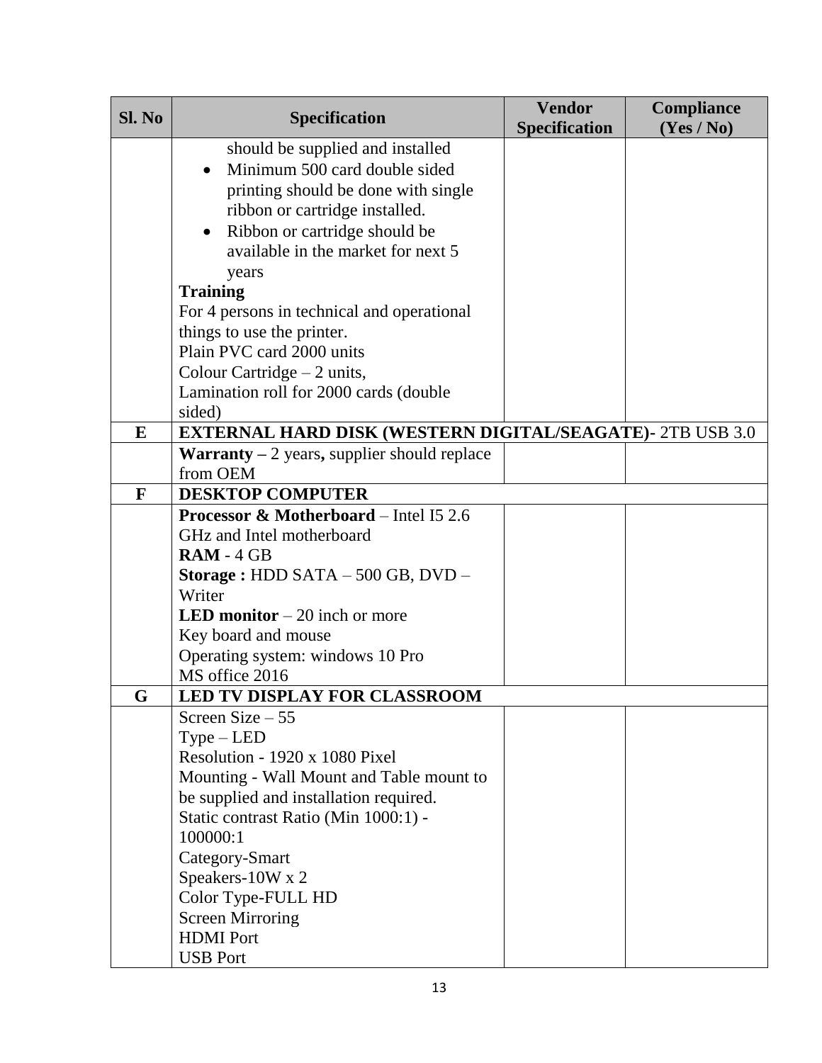| Sl. No | Specification | Vendor Specification | Compliance (Yes / No) |
|---|---|---|---|
| | should be supplied and installed<br>• Minimum 500 card double sided printing should be done with single ribbon or cartridge installed.<br>• Ribbon or cartridge should be available in the market for next 5 years<br>**Training**<br>For 4 persons in technical and operational things to use the printer.<br>Plain PVC card 2000 units<br>Colour Cartridge – 2 units,<br>Lamination roll for 2000 cards (double sided) | | |
| **E** | **EXTERNAL HARD DISK (WESTERN DIGITAL/SEAGATE)-** 2TB USB 3.0 | | |
| | **Warranty –** 2 years**,** supplier should replace from OEM | | |
| **F** | **DESKTOP COMPUTER** | | |
| | **Processor & Motherboard** – Intel I5 2.6 GHz and Intel motherboard<br>**RAM** - 4 GB<br>**Storage :** HDD SATA – 500 GB, DVD – Writer<br>**LED monitor** – 20 inch or more<br>Key board and mouse<br>Operating system: windows 10 Pro<br>MS office 2016 | | |
| **G** | **LED TV DISPLAY FOR CLASSROOM** | | |
| | Screen Size – 55<br>Type – LED<br>Resolution - 1920 x 1080 Pixel<br>Mounting - Wall Mount and Table mount to be supplied and installation required.<br>Static contrast Ratio (Min 1000:1) - 100000:1<br>Category-Smart<br>Speakers-10W x 2<br>Color Type-FULL HD<br>Screen Mirroring<br>HDMI Port<br>USB Port | | |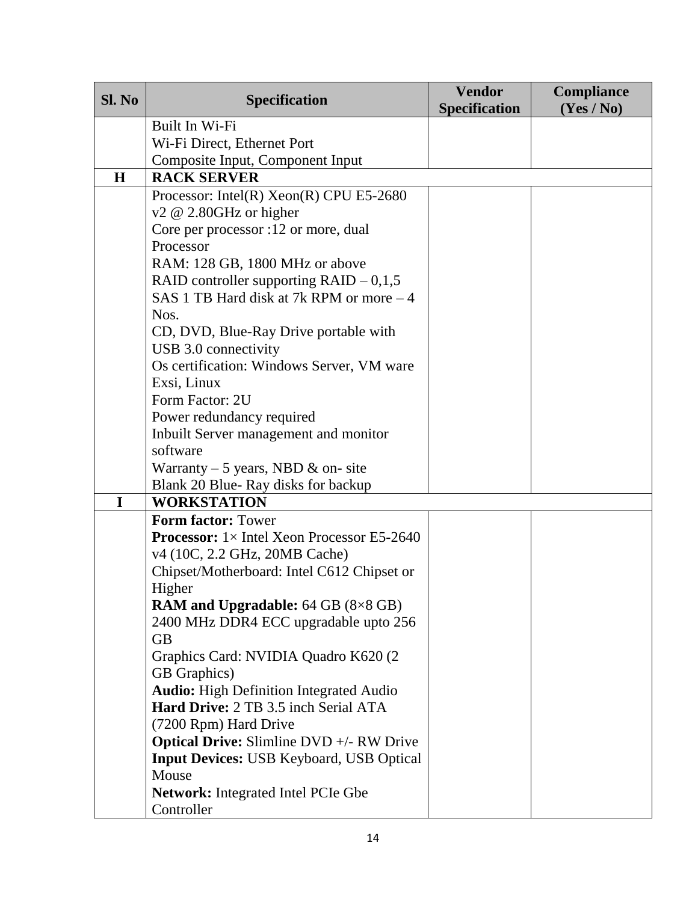| Sl. No | Specification | Vendor Specification | Compliance (Yes / No) |
|---|---|---|---|
| | Built In Wi-Fi<br>Wi-Fi Direct, Ethernet Port<br>Composite Input, Component Input | | |
| **H** | **RACK SERVER** | | |
| | Processor: Intel(R) Xeon(R) CPU E5-2680 v2 @ 2.80GHz or higher<br>Core per processor :12 or more, dual Processor<br>RAM: 128 GB, 1800 MHz or above<br>RAID controller supporting RAID – 0,1,5<br>SAS 1 TB Hard disk at 7k RPM or more – 4 Nos.<br>CD, DVD, Blue-Ray Drive portable with USB 3.0 connectivity<br>Os certification: Windows Server, VM ware Exsi, Linux<br>Form Factor: 2U<br>Power redundancy required<br>Inbuilt Server management and monitor software<br>Warranty – 5 years, NBD & on- site<br>Blank 20 Blue- Ray disks for backup | | |
| **I** | **WORKSTATION** | | |
| | **Form factor:** Tower<br>**Processor:** 1× Intel Xeon Processor E5-2640 v4 (10C, 2.2 GHz, 20MB Cache)<br>Chipset/Motherboard: Intel C612 Chipset or Higher<br>**RAM and Upgradable:** 64 GB (8×8 GB) 2400 MHz DDR4 ECC upgradable upto 256 GB<br>Graphics Card: NVIDIA Quadro K620 (2 GB Graphics)<br>**Audio:** High Definition Integrated Audio<br>**Hard Drive:** 2 TB 3.5 inch Serial ATA (7200 Rpm) Hard Drive<br>**Optical Drive:** Slimline DVD +/- RW Drive<br>**Input Devices:** USB Keyboard, USB Optical Mouse<br>**Network:** Integrated Intel PCIe Gbe Controller | | |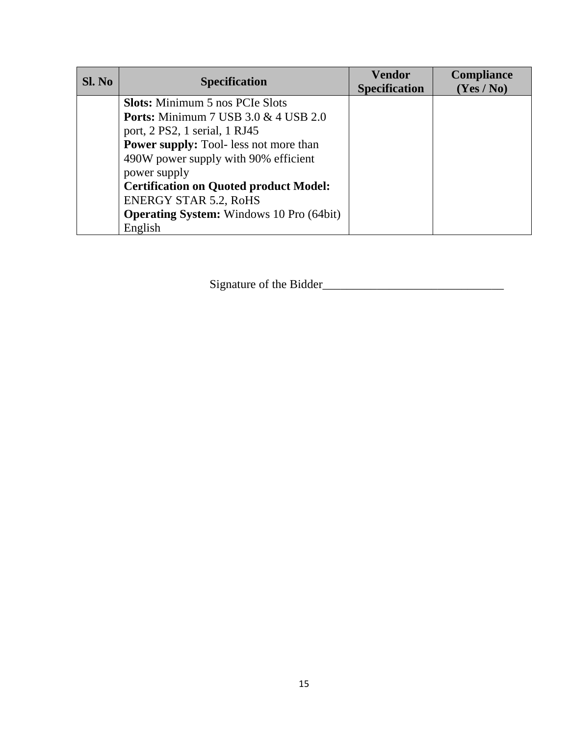| Sl. No | Specification | Vendor Specification | Compliance (Yes / No) |
|---|---|---|---|
| | **Slots:** Minimum 5 nos PCIe Slots<br>**Ports:** Minimum 7 USB 3.0 & 4 USB 2.0 port, 2 PS2, 1 serial, 1 RJ45<br>**Power supply:** Tool- less not more than 490W power supply with 90% efficient power supply<br>**Certification on Quoted product Model:** ENERGY STAR 5.2, RoHS<br>**Operating System:** Windows 10 Pro (64bit) English | | |

Signature of the Bidder______________________________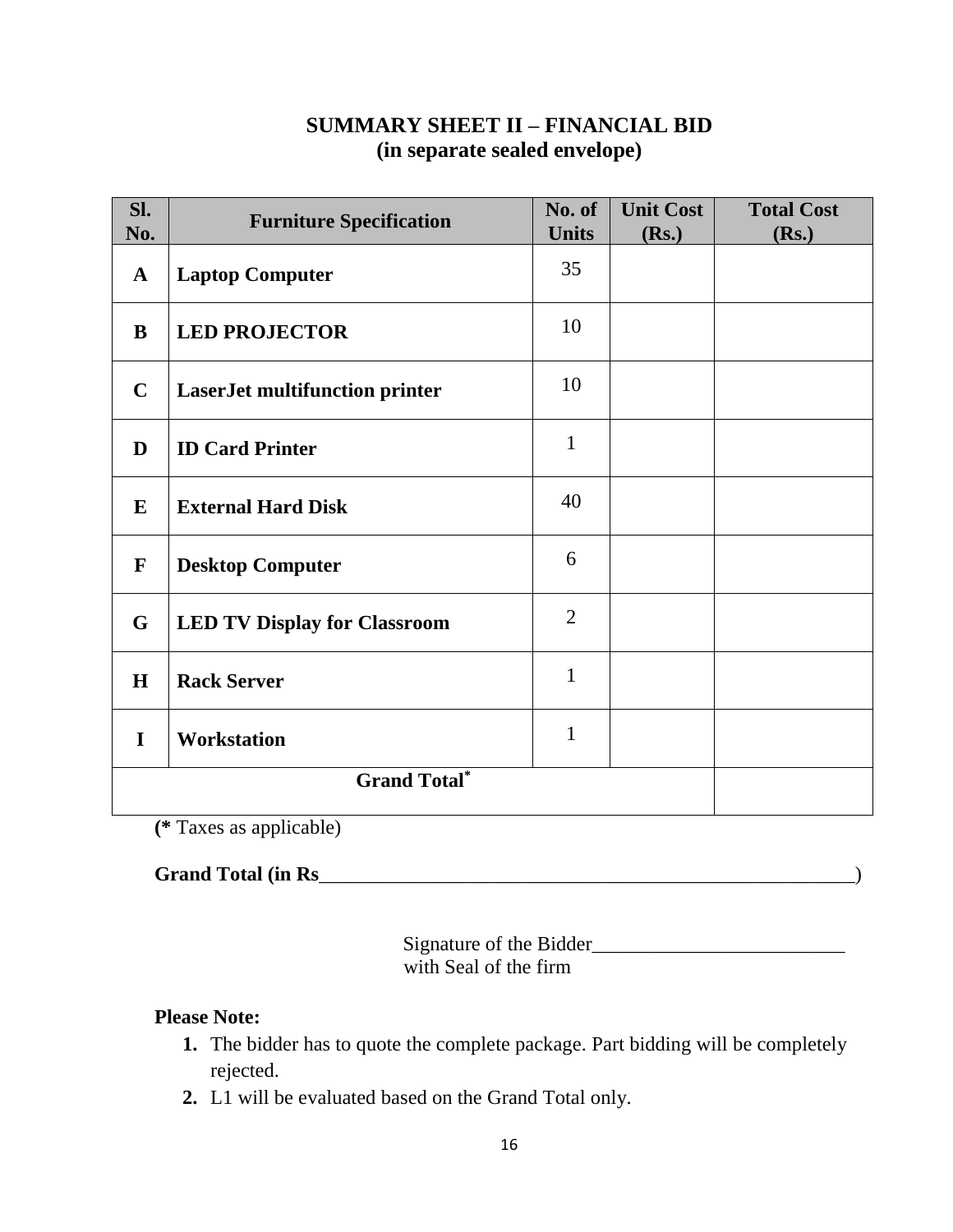## SUMMARY SHEET II – FINANCIAL BID
## (in separate sealed envelope)

| Sl. No. | Furniture Specification | No. of Units | Unit Cost (Rs.) | Total Cost (Rs.) |
|---|---|---|---|---|
| **A** | **Laptop Computer** | 35 | | |
| **B** | **LED PROJECTOR** | 10 | | |
| **C** | **LaserJet multifunction printer** | 10 | | |
| **D** | **ID Card Printer** | 1 | | |
| **E** | **External Hard Disk** | 40 | | |
| **F** | **Desktop Computer** | 6 | | |
| **G** | **LED TV Display for Classroom** | 2 | | |
| **H** | **Rack Server** | 1 | | |
| **I** | **Workstation** | 1 | | |
| **Grand Total*** | | | | |

(**\*** Taxes as applicable)

**Grand Total (in Rs**_______________________________________________________)

Signature of the Bidder_________________________
with Seal of the firm

**Please Note:**

1. The bidder has to quote the complete package. Part bidding will be completely rejected.
2. L1 will be evaluated based on the Grand Total only.